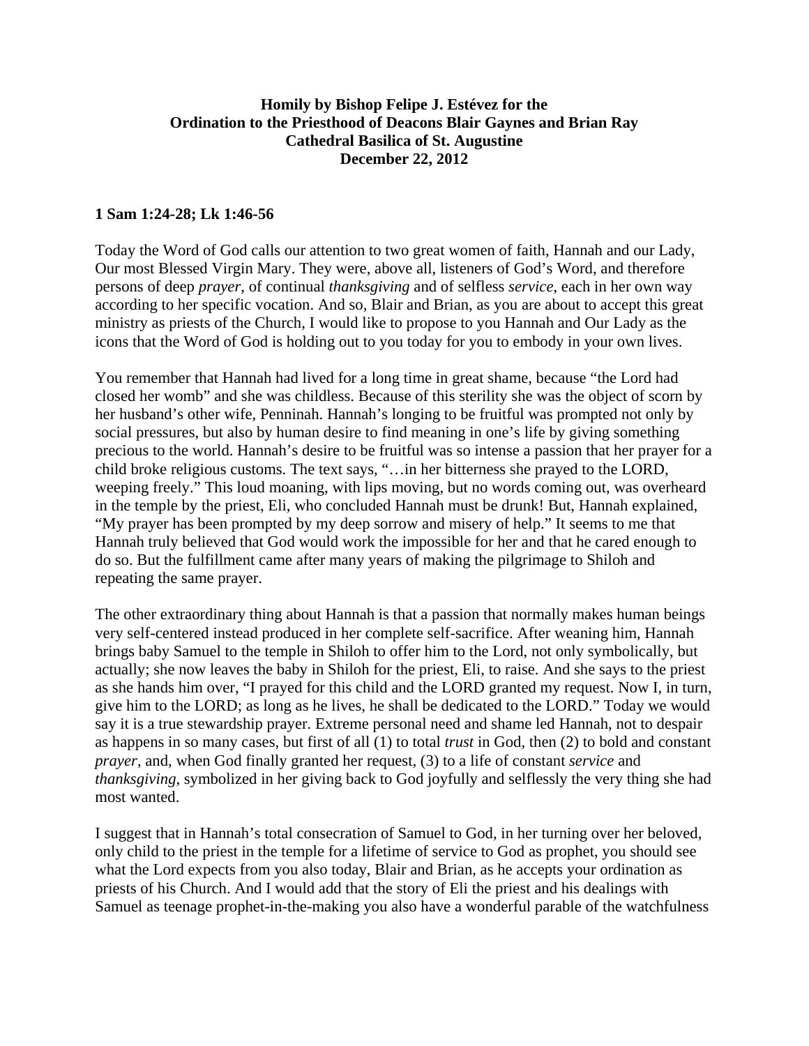**Homily by Bishop Felipe J. Estévez for the Ordination to the Priesthood of Deacons Blair Gaynes and Brian Ray Cathedral Basilica of St. Augustine December 22, 2012**

**1 Sam 1:24-28; Lk 1:46-56**

Today the Word of God calls our attention to two great women of faith, Hannah and our Lady, Our most Blessed Virgin Mary. They were, above all, listeners of God's Word, and therefore persons of deep *prayer*, of continual *thanksgiving* and of selfless *service*, each in her own way according to her specific vocation. And so, Blair and Brian, as you are about to accept this great ministry as priests of the Church, I would like to propose to you Hannah and Our Lady as the icons that the Word of God is holding out to you today for you to embody in your own lives.

You remember that Hannah had lived for a long time in great shame, because "the Lord had closed her womb" and she was childless. Because of this sterility she was the object of scorn by her husband's other wife, Penninah. Hannah's longing to be fruitful was prompted not only by social pressures, but also by human desire to find meaning in one's life by giving something precious to the world. Hannah's desire to be fruitful was so intense a passion that her prayer for a child broke religious customs. The text says, "…in her bitterness she prayed to the LORD, weeping freely." This loud moaning, with lips moving, but no words coming out, was overheard in the temple by the priest, Eli, who concluded Hannah must be drunk! But, Hannah explained, "My prayer has been prompted by my deep sorrow and misery of help." It seems to me that Hannah truly believed that God would work the impossible for her and that he cared enough to do so. But the fulfillment came after many years of making the pilgrimage to Shiloh and repeating the same prayer.

The other extraordinary thing about Hannah is that a passion that normally makes human beings very self-centered instead produced in her complete self-sacrifice. After weaning him, Hannah brings baby Samuel to the temple in Shiloh to offer him to the Lord, not only symbolically, but actually; she now leaves the baby in Shiloh for the priest, Eli, to raise. And she says to the priest as she hands him over, "I prayed for this child and the LORD granted my request. Now I, in turn, give him to the LORD; as long as he lives, he shall be dedicated to the LORD." Today we would say it is a true stewardship prayer. Extreme personal need and shame led Hannah, not to despair as happens in so many cases, but first of all (1) to total *trust* in God, then (2) to bold and constant *prayer*, and, when God finally granted her request, (3) to a life of constant *service* and *thanksgiving*, symbolized in her giving back to God joyfully and selflessly the very thing she had most wanted.

I suggest that in Hannah's total consecration of Samuel to God, in her turning over her beloved, only child to the priest in the temple for a lifetime of service to God as prophet, you should see what the Lord expects from you also today, Blair and Brian, as he accepts your ordination as priests of his Church. And I would add that the story of Eli the priest and his dealings with Samuel as teenage prophet-in-the-making you also have a wonderful parable of the watchfulness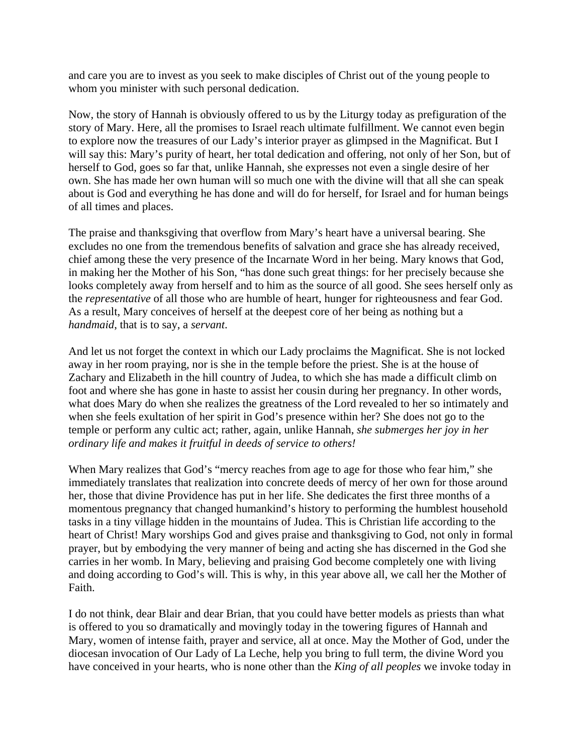and care you are to invest as you seek to make disciples of Christ out of the young people to whom you minister with such personal dedication.

Now, the story of Hannah is obviously offered to us by the Liturgy today as prefiguration of the story of Mary. Here, all the promises to Israel reach ultimate fulfillment. We cannot even begin to explore now the treasures of our Lady's interior prayer as glimpsed in the Magnificat. But I will say this: Mary's purity of heart, her total dedication and offering, not only of her Son, but of herself to God, goes so far that, unlike Hannah, she expresses not even a single desire of her own. She has made her own human will so much one with the divine will that all she can speak about is God and everything he has done and will do for herself, for Israel and for human beings of all times and places.

The praise and thanksgiving that overflow from Mary's heart have a universal bearing. She excludes no one from the tremendous benefits of salvation and grace she has already received, chief among these the very presence of the Incarnate Word in her being. Mary knows that God, in making her the Mother of his Son, "has done such great things: for her precisely because she looks completely away from herself and to him as the source of all good. She sees herself only as the *representative* of all those who are humble of heart, hunger for righteousness and fear God. As a result, Mary conceives of herself at the deepest core of her being as nothing but a *handmaid*, that is to say, a *servant*.

And let us not forget the context in which our Lady proclaims the Magnificat. She is not locked away in her room praying, nor is she in the temple before the priest. She is at the house of Zachary and Elizabeth in the hill country of Judea, to which she has made a difficult climb on foot and where she has gone in haste to assist her cousin during her pregnancy. In other words, what does Mary do when she realizes the greatness of the Lord revealed to her so intimately and when she feels exultation of her spirit in God's presence within her? She does not go to the temple or perform any cultic act; rather, again, unlike Hannah, *she submerges her joy in her ordinary life and makes it fruitful in deeds of service to others!*

When Mary realizes that God's "mercy reaches from age to age for those who fear him," she immediately translates that realization into concrete deeds of mercy of her own for those around her, those that divine Providence has put in her life. She dedicates the first three months of a momentous pregnancy that changed humankind's history to performing the humblest household tasks in a tiny village hidden in the mountains of Judea. This is Christian life according to the heart of Christ! Mary worships God and gives praise and thanksgiving to God, not only in formal prayer, but by embodying the very manner of being and acting she has discerned in the God she carries in her womb. In Mary, believing and praising God become completely one with living and doing according to God's will. This is why, in this year above all, we call her the Mother of Faith.

I do not think, dear Blair and dear Brian, that you could have better models as priests than what is offered to you so dramatically and movingly today in the towering figures of Hannah and Mary, women of intense faith, prayer and service, all at once. May the Mother of God, under the diocesan invocation of Our Lady of La Leche, help you bring to full term, the divine Word you have conceived in your hearts, who is none other than the *King of all peoples* we invoke today in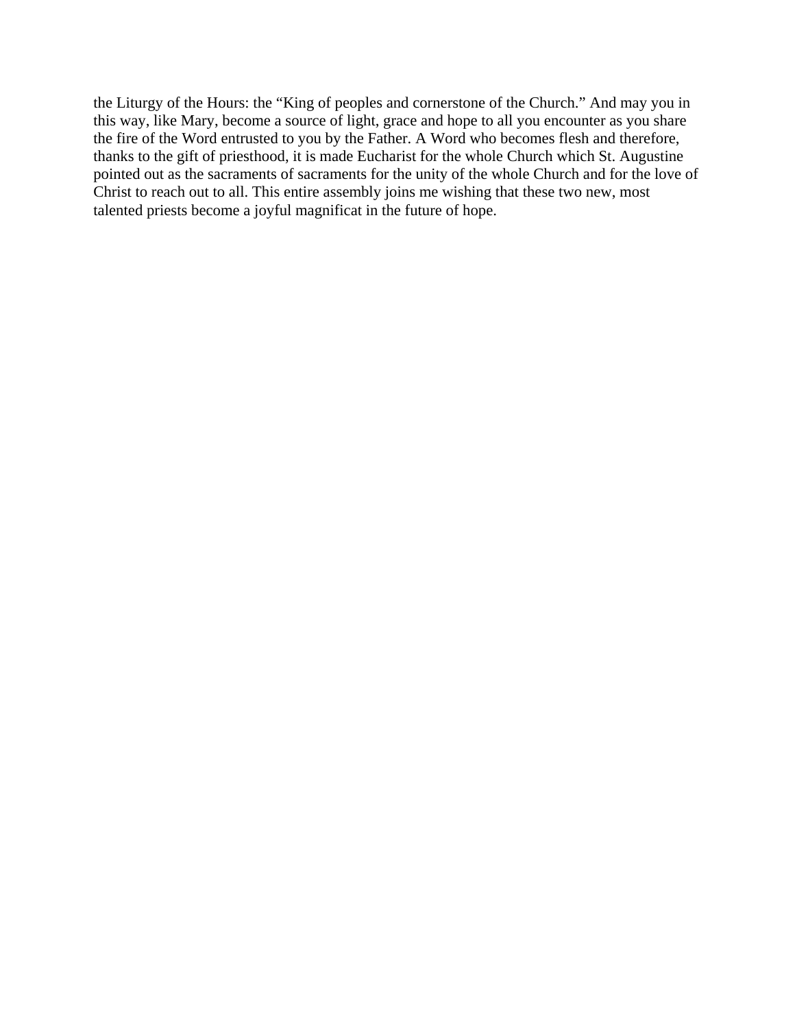the Liturgy of the Hours: the “King of peoples and cornerstone of the Church.” And may you in this way, like Mary, become a source of light, grace and hope to all you encounter as you share the fire of the Word entrusted to you by the Father. A Word who becomes flesh and therefore, thanks to the gift of priesthood, it is made Eucharist for the whole Church which St. Augustine pointed out as the sacraments of sacraments for the unity of the whole Church and for the love of Christ to reach out to all. This entire assembly joins me wishing that these two new, most talented priests become a joyful magnificat in the future of hope.